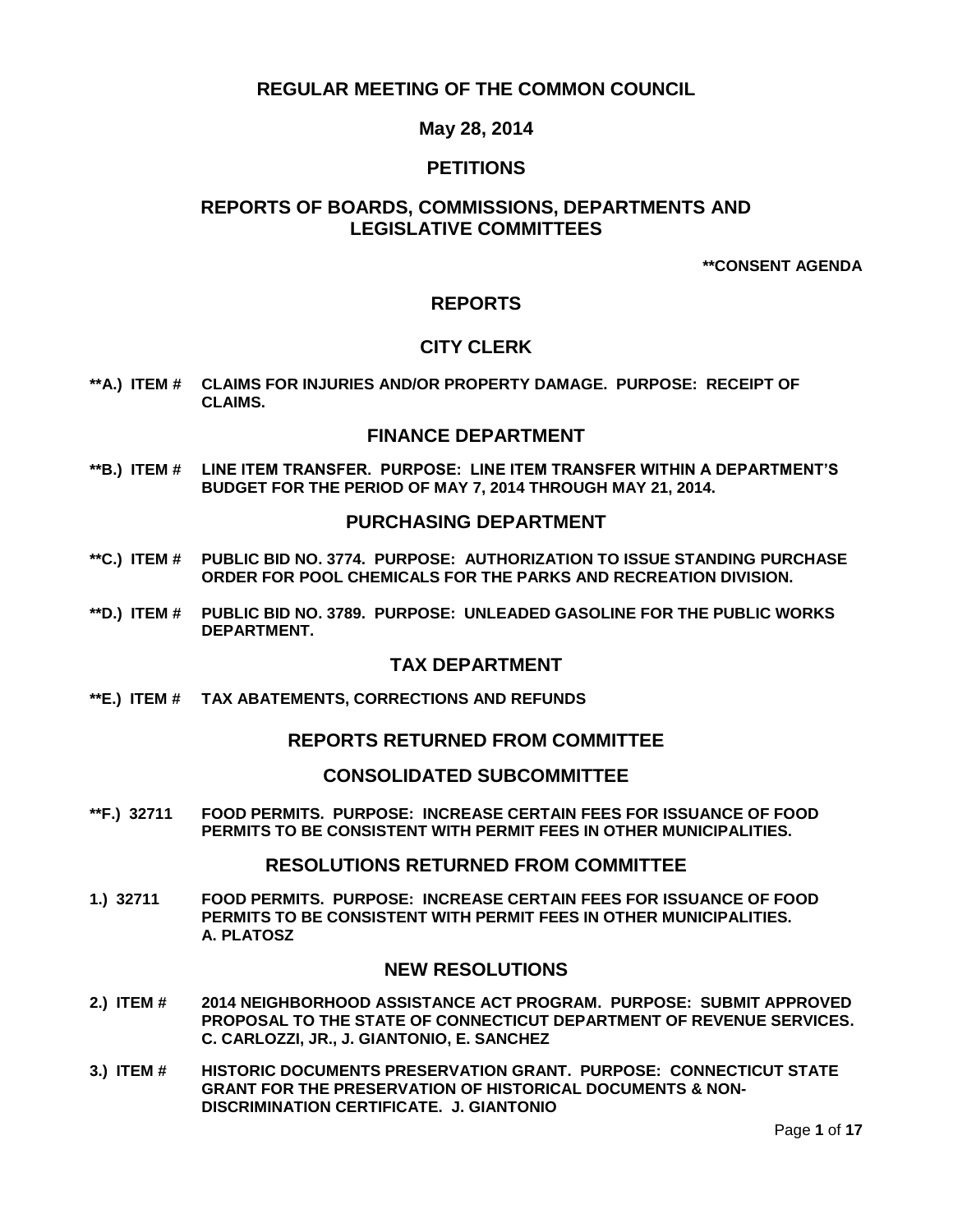# REGULAR MEETING OF THE COMMON COUNCIL

## May 28, 2014

## PETITIONS

## REPORTS OF BOARDS, COMMISSIONS, DEPARTMENTS AND LEGISLATIVE COMMITTEES

**\*\*CONSENT AGENDA**

## REPORTS

### CITY CLERK

**\*\*A.) ITEM # CLAIMS FOR INJURIES AND/OR PROPERTY DAMAGE. PURPOSE: RECEIPT OF CLAIMS.**

### FINANCE DEPARTMENT

**\*\*B.) ITEM # LINE ITEM TRANSFER. PURPOSE: LINE ITEM TRANSFER WITHIN A DEPARTMENT'S BUDGET FOR THE PERIOD OF MAY 7, 2014 THROUGH MAY 21, 2014.**

### PURCHASING DEPARTMENT

**\*\*C.) ITEM # PUBLIC BID NO. 3774. PURPOSE: AUTHORIZATION TO ISSUE STANDING PURCHASE ORDER FOR POOL CHEMICALS FOR THE PARKS AND RECREATION DIVISION.**

**\*\*D.) ITEM # PUBLIC BID NO. 3789. PURPOSE: UNLEADED GASOLINE FOR THE PUBLIC WORKS DEPARTMENT.**

### TAX DEPARTMENT

**\*\*E.) ITEM # TAX ABATEMENTS, CORRECTIONS AND REFUNDS**

## REPORTS RETURNED FROM COMMITTEE

### CONSOLIDATED SUBCOMMITTEE

**\*\*F.) 32711 FOOD PERMITS. PURPOSE: INCREASE CERTAIN FEES FOR ISSUANCE OF FOOD PERMITS TO BE CONSISTENT WITH PERMIT FEES IN OTHER MUNICIPALITIES.**

## RESOLUTIONS RETURNED FROM COMMITTEE

**1.) 32711 FOOD PERMITS. PURPOSE: INCREASE CERTAIN FEES FOR ISSUANCE OF FOOD PERMITS TO BE CONSISTENT WITH PERMIT FEES IN OTHER MUNICIPALITIES. A. PLATOSZ**

## NEW RESOLUTIONS

**2.) ITEM # 2014 NEIGHBORHOOD ASSISTANCE ACT PROGRAM. PURPOSE: SUBMIT APPROVED PROPOSAL TO THE STATE OF CONNECTICUT DEPARTMENT OF REVENUE SERVICES. C. CARLOZZI, JR., J. GIANTONIO, E. SANCHEZ**

**3.) ITEM # HISTORIC DOCUMENTS PRESERVATION GRANT. PURPOSE: CONNECTICUT STATE GRANT FOR THE PRESERVATION OF HISTORICAL DOCUMENTS & NON-DISCRIMINATION CERTIFICATE. J. GIANTONIO**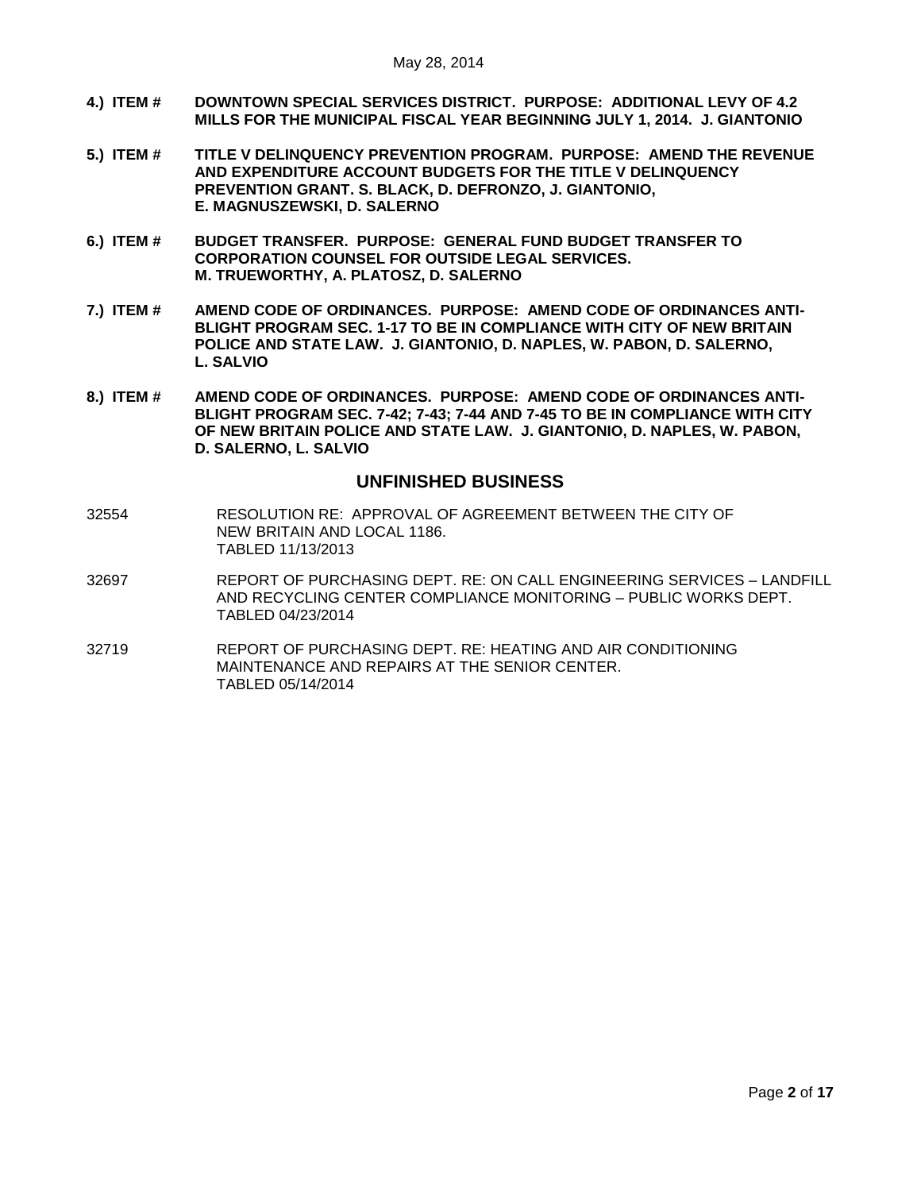**4.) ITEM # DOWNTOWN SPECIAL SERVICES DISTRICT. PURPOSE: ADDITIONAL LEVY OF 4.2 MILLS FOR THE MUNICIPAL FISCAL YEAR BEGINNING JULY 1, 2014. J. GIANTONIO**

**5.) ITEM # TITLE V DELINQUENCY PREVENTION PROGRAM. PURPOSE: AMEND THE REVENUE AND EXPENDITURE ACCOUNT BUDGETS FOR THE TITLE V DELINQUENCY PREVENTION GRANT. S. BLACK, D. DEFRONZO, J. GIANTONIO, E. MAGNUSZEWSKI, D. SALERNO**

**6.) ITEM # BUDGET TRANSFER. PURPOSE: GENERAL FUND BUDGET TRANSFER TO CORPORATION COUNSEL FOR OUTSIDE LEGAL SERVICES. M. TRUEWORTHY, A. PLATOSZ, D. SALERNO**

**7.) ITEM # AMEND CODE OF ORDINANCES. PURPOSE: AMEND CODE OF ORDINANCES ANTI-BLIGHT PROGRAM SEC. 1-17 TO BE IN COMPLIANCE WITH CITY OF NEW BRITAIN POLICE AND STATE LAW. J. GIANTONIO, D. NAPLES, W. PABON, D. SALERNO, L. SALVIO**

**8.) ITEM # AMEND CODE OF ORDINANCES. PURPOSE: AMEND CODE OF ORDINANCES ANTI-BLIGHT PROGRAM SEC. 7-42; 7-43; 7-44 AND 7-45 TO BE IN COMPLIANCE WITH CITY OF NEW BRITAIN POLICE AND STATE LAW. J. GIANTONIO, D. NAPLES, W. PABON, D. SALERNO, L. SALVIO**

## UNFINISHED BUSINESS

32554 RESOLUTION RE: APPROVAL OF AGREEMENT BETWEEN THE CITY OF NEW BRITAIN AND LOCAL 1186.
TABLED 11/13/2013

32697 REPORT OF PURCHASING DEPT. RE: ON CALL ENGINEERING SERVICES – LANDFILL AND RECYCLING CENTER COMPLIANCE MONITORING – PUBLIC WORKS DEPT.
TABLED 04/23/2014

32719 REPORT OF PURCHASING DEPT. RE: HEATING AND AIR CONDITIONING MAINTENANCE AND REPAIRS AT THE SENIOR CENTER.
TABLED 05/14/2014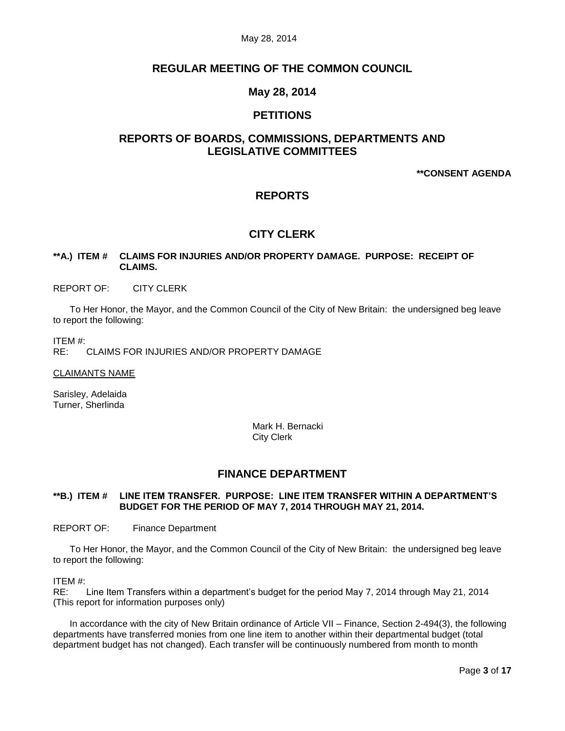# REGULAR MEETING OF THE COMMON COUNCIL

## May 28, 2014

## PETITIONS

## REPORTS OF BOARDS, COMMISSIONS, DEPARTMENTS AND LEGISLATIVE COMMITTEES

**\**CONSENT AGENDA**

## REPORTS

## CITY CLERK

**\**A.) ITEM # CLAIMS FOR INJURIES AND/OR PROPERTY DAMAGE. PURPOSE: RECEIPT OF CLAIMS.**

REPORT OF: CITY CLERK

To Her Honor, the Mayor, and the Common Council of the City of New Britain: the undersigned beg leave to report the following:

ITEM #:
RE: CLAIMS FOR INJURIES AND/OR PROPERTY DAMAGE

<u>CLAIMANTS NAME</u>

Sarisley, Adelaida
Turner, Sherlinda

Mark H. Bernacki
City Clerk

## FINANCE DEPARTMENT

**\**B.) ITEM # LINE ITEM TRANSFER. PURPOSE: LINE ITEM TRANSFER WITHIN A DEPARTMENT'S BUDGET FOR THE PERIOD OF MAY 7, 2014 THROUGH MAY 21, 2014.**

REPORT OF: Finance Department

To Her Honor, the Mayor, and the Common Council of the City of New Britain: the undersigned beg leave to report the following:

ITEM #:
RE: Line Item Transfers within a department's budget for the period May 7, 2014 through May 21, 2014 (This report for information purposes only)

In accordance with the city of New Britain ordinance of Article VII – Finance, Section 2-494(3), the following departments have transferred monies from one line item to another within their departmental budget (total department budget has not changed). Each transfer will be continuously numbered from month to month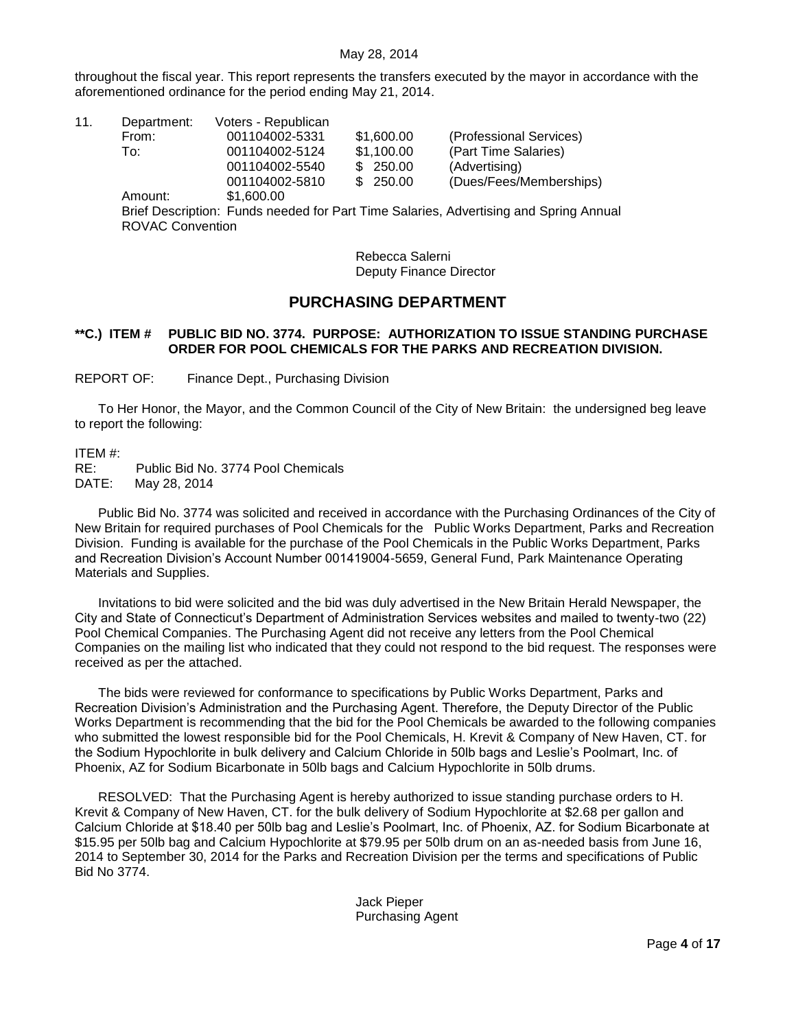throughout the fiscal year. This report represents the transfers executed by the mayor in accordance with the aforementioned ordinance for the period ending May 21, 2014.

| 11. | Department: | Voters - Republican | | |
|---|---|---|---|---|
| | From: | 001104002-5331 | $1,600.00 | (Professional Services) |
| | To: | 001104002-5124 | $1,100.00 | (Part Time Salaries) |
| | | 001104002-5540 | $ 250.00 | (Advertising) |
| | | 001104002-5810 | $ 250.00 | (Dues/Fees/Memberships) |
| | Amount: | $1,600.00 | | |

Brief Description: Funds needed for Part Time Salaries, Advertising and Spring Annual ROVAC Convention

Rebecca Salerni
Deputy Finance Director

## PURCHASING DEPARTMENT

**\*\*C.) ITEM # PUBLIC BID NO. 3774. PURPOSE: AUTHORIZATION TO ISSUE STANDING PURCHASE ORDER FOR POOL CHEMICALS FOR THE PARKS AND RECREATION DIVISION.**

REPORT OF: Finance Dept., Purchasing Division

To Her Honor, the Mayor, and the Common Council of the City of New Britain: the undersigned beg leave to report the following:

ITEM #:
RE: Public Bid No. 3774 Pool Chemicals
DATE: May 28, 2014

Public Bid No. 3774 was solicited and received in accordance with the Purchasing Ordinances of the City of New Britain for required purchases of Pool Chemicals for the Public Works Department, Parks and Recreation Division. Funding is available for the purchase of the Pool Chemicals in the Public Works Department, Parks and Recreation Division's Account Number 001419004-5659, General Fund, Park Maintenance Operating Materials and Supplies.

Invitations to bid were solicited and the bid was duly advertised in the New Britain Herald Newspaper, the City and State of Connecticut's Department of Administration Services websites and mailed to twenty-two (22) Pool Chemical Companies. The Purchasing Agent did not receive any letters from the Pool Chemical Companies on the mailing list who indicated that they could not respond to the bid request. The responses were received as per the attached.

The bids were reviewed for conformance to specifications by Public Works Department, Parks and Recreation Division's Administration and the Purchasing Agent. Therefore, the Deputy Director of the Public Works Department is recommending that the bid for the Pool Chemicals be awarded to the following companies who submitted the lowest responsible bid for the Pool Chemicals, H. Krevit & Company of New Haven, CT. for the Sodium Hypochlorite in bulk delivery and Calcium Chloride in 50lb bags and Leslie's Poolmart, Inc. of Phoenix, AZ for Sodium Bicarbonate in 50lb bags and Calcium Hypochlorite in 50lb drums.

RESOLVED: That the Purchasing Agent is hereby authorized to issue standing purchase orders to H. Krevit & Company of New Haven, CT. for the bulk delivery of Sodium Hypochlorite at $2.68 per gallon and Calcium Chloride at $18.40 per 50lb bag and Leslie's Poolmart, Inc. of Phoenix, AZ. for Sodium Bicarbonate at $15.95 per 50lb bag and Calcium Hypochlorite at $79.95 per 50lb drum on an as-needed basis from June 16, 2014 to September 30, 2014 for the Parks and Recreation Division per the terms and specifications of Public Bid No 3774.

Jack Pieper
Purchasing Agent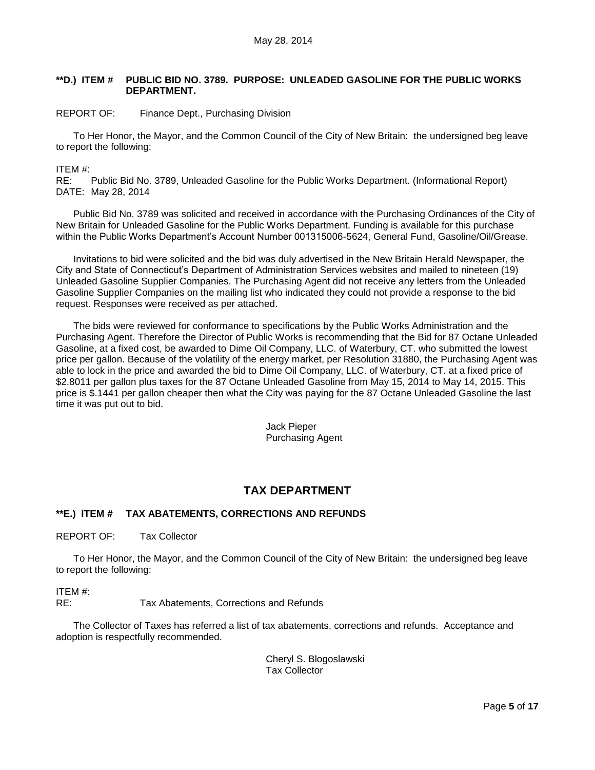**\*\*D.) ITEM # PUBLIC BID NO. 3789. PURPOSE: UNLEADED GASOLINE FOR THE PUBLIC WORKS DEPARTMENT.**

REPORT OF: Finance Dept., Purchasing Division

To Her Honor, the Mayor, and the Common Council of the City of New Britain: the undersigned beg leave to report the following:

ITEM #:
RE: Public Bid No. 3789, Unleaded Gasoline for the Public Works Department. (Informational Report)
DATE: May 28, 2014

Public Bid No. 3789 was solicited and received in accordance with the Purchasing Ordinances of the City of New Britain for Unleaded Gasoline for the Public Works Department. Funding is available for this purchase within the Public Works Department's Account Number 001315006-5624, General Fund, Gasoline/Oil/Grease.

Invitations to bid were solicited and the bid was duly advertised in the New Britain Herald Newspaper, the City and State of Connecticut's Department of Administration Services websites and mailed to nineteen (19) Unleaded Gasoline Supplier Companies. The Purchasing Agent did not receive any letters from the Unleaded Gasoline Supplier Companies on the mailing list who indicated they could not provide a response to the bid request. Responses were received as per attached.

The bids were reviewed for conformance to specifications by the Public Works Administration and the Purchasing Agent. Therefore the Director of Public Works is recommending that the Bid for 87 Octane Unleaded Gasoline, at a fixed cost, be awarded to Dime Oil Company, LLC. of Waterbury, CT. who submitted the lowest price per gallon. Because of the volatility of the energy market, per Resolution 31880, the Purchasing Agent was able to lock in the price and awarded the bid to Dime Oil Company, LLC. of Waterbury, CT. at a fixed price of $2.8011 per gallon plus taxes for the 87 Octane Unleaded Gasoline from May 15, 2014 to May 14, 2015. This price is $.1441 per gallon cheaper then what the City was paying for the 87 Octane Unleaded Gasoline the last time it was put out to bid.

Jack Pieper
Purchasing Agent

## TAX DEPARTMENT

**\*\*E.) ITEM # TAX ABATEMENTS, CORRECTIONS AND REFUNDS**

REPORT OF: Tax Collector

To Her Honor, the Mayor, and the Common Council of the City of New Britain: the undersigned beg leave to report the following:

ITEM #:
RE: Tax Abatements, Corrections and Refunds

The Collector of Taxes has referred a list of tax abatements, corrections and refunds. Acceptance and adoption is respectfully recommended.

Cheryl S. Blogoslawski
Tax Collector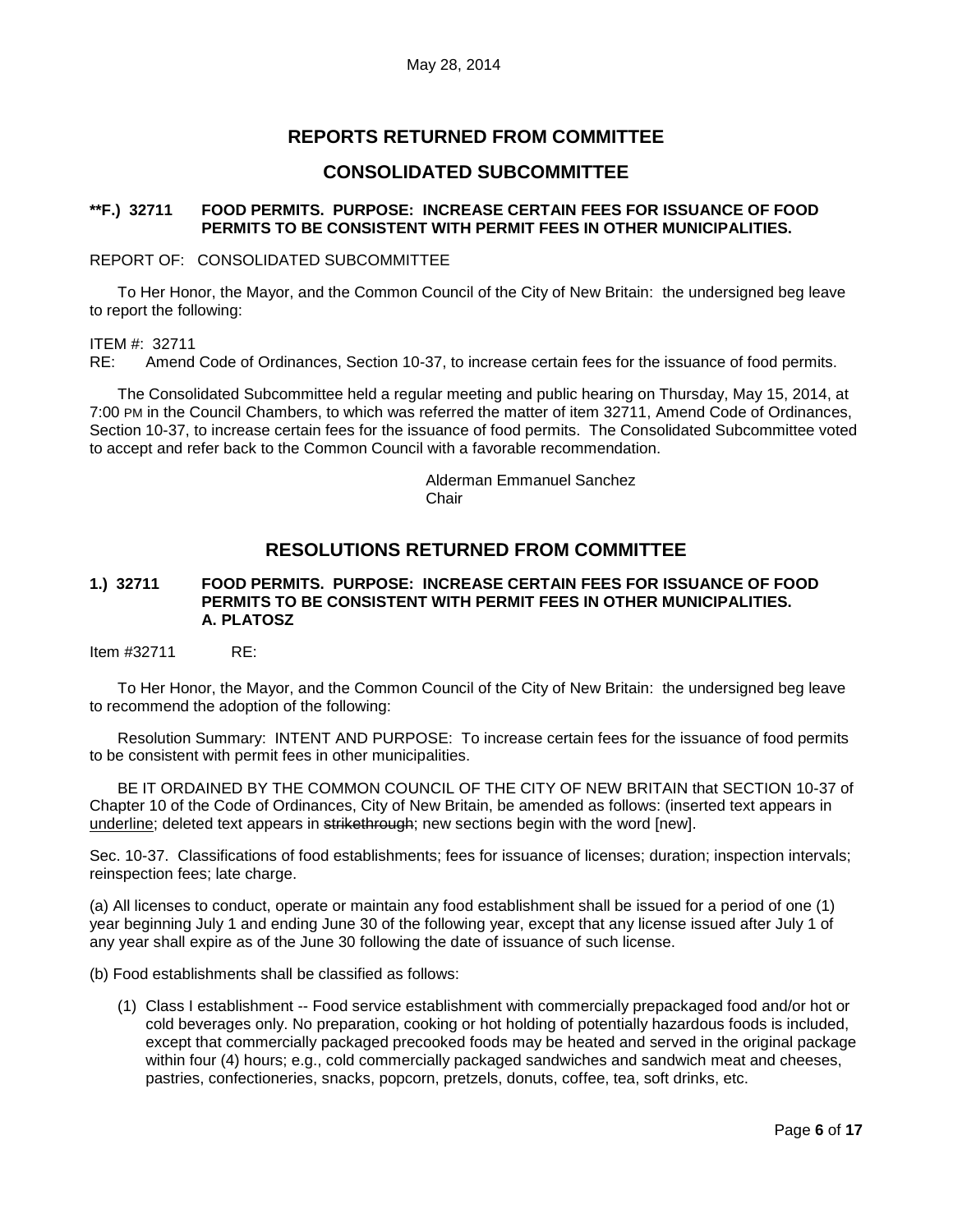## REPORTS RETURNED FROM COMMITTEE

## CONSOLIDATED SUBCOMMITTEE

### **F.) 32711 FOOD PERMITS. PURPOSE: INCREASE CERTAIN FEES FOR ISSUANCE OF FOOD PERMITS TO BE CONSISTENT WITH PERMIT FEES IN OTHER MUNICIPALITIES.

REPORT OF: CONSOLIDATED SUBCOMMITTEE

To Her Honor, the Mayor, and the Common Council of the City of New Britain: the undersigned beg leave to report the following:

ITEM #: 32711
RE: Amend Code of Ordinances, Section 10-37, to increase certain fees for the issuance of food permits.

The Consolidated Subcommittee held a regular meeting and public hearing on Thursday, May 15, 2014, at 7:00 PM in the Council Chambers, to which was referred the matter of item 32711, Amend Code of Ordinances, Section 10-37, to increase certain fees for the issuance of food permits. The Consolidated Subcommittee voted to accept and refer back to the Common Council with a favorable recommendation.

Alderman Emmanuel Sanchez
Chair

## RESOLUTIONS RETURNED FROM COMMITTEE

### 1.) 32711 FOOD PERMITS. PURPOSE: INCREASE CERTAIN FEES FOR ISSUANCE OF FOOD PERMITS TO BE CONSISTENT WITH PERMIT FEES IN OTHER MUNICIPALITIES. A. PLATOSZ

Item #32711 RE:

To Her Honor, the Mayor, and the Common Council of the City of New Britain: the undersigned beg leave to recommend the adoption of the following:

Resolution Summary: INTENT AND PURPOSE: To increase certain fees for the issuance of food permits to be consistent with permit fees in other municipalities.

BE IT ORDAINED BY THE COMMON COUNCIL OF THE CITY OF NEW BRITAIN that SECTION 10-37 of Chapter 10 of the Code of Ordinances, City of New Britain, be amended as follows: (inserted text appears in <u>underline</u>; deleted text appears in ~~strikethrough~~; new sections begin with the word [new].

Sec. 10-37. Classifications of food establishments; fees for issuance of licenses; duration; inspection intervals; reinspection fees; late charge.

(a) All licenses to conduct, operate or maintain any food establishment shall be issued for a period of one (1) year beginning July 1 and ending June 30 of the following year, except that any license issued after July 1 of any year shall expire as of the June 30 following the date of issuance of such license.

(b) Food establishments shall be classified as follows:

(1) Class I establishment -- Food service establishment with commercially prepackaged food and/or hot or cold beverages only. No preparation, cooking or hot holding of potentially hazardous foods is included, except that commercially packaged precooked foods may be heated and served in the original package within four (4) hours; e.g., cold commercially packaged sandwiches and sandwich meat and cheeses, pastries, confectioneries, snacks, popcorn, pretzels, donuts, coffee, tea, soft drinks, etc.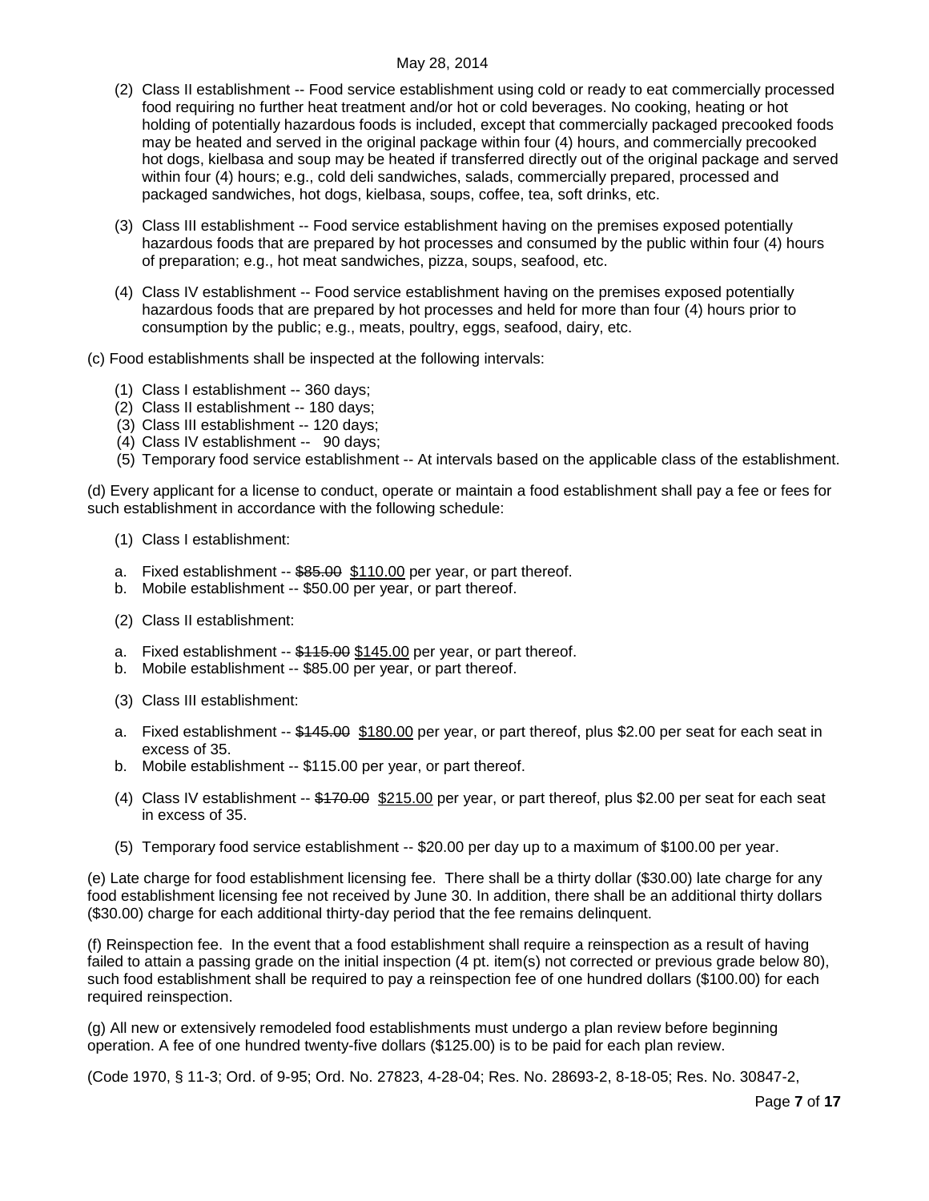(2) Class II establishment -- Food service establishment using cold or ready to eat commercially processed food requiring no further heat treatment and/or hot or cold beverages. No cooking, heating or hot holding of potentially hazardous foods is included, except that commercially packaged precooked foods may be heated and served in the original package within four (4) hours, and commercially precooked hot dogs, kielbasa and soup may be heated if transferred directly out of the original package and served within four (4) hours; e.g., cold deli sandwiches, salads, commercially prepared, processed and packaged sandwiches, hot dogs, kielbasa, soups, coffee, tea, soft drinks, etc.

(3) Class III establishment -- Food service establishment having on the premises exposed potentially hazardous foods that are prepared by hot processes and consumed by the public within four (4) hours of preparation; e.g., hot meat sandwiches, pizza, soups, seafood, etc.

(4) Class IV establishment -- Food service establishment having on the premises exposed potentially hazardous foods that are prepared by hot processes and held for more than four (4) hours prior to consumption by the public; e.g., meats, poultry, eggs, seafood, dairy, etc.

(c) Food establishments shall be inspected at the following intervals:

(1) Class I establishment -- 360 days;
(2) Class II establishment -- 180 days;
(3) Class III establishment -- 120 days;
(4) Class IV establishment -- 90 days;
(5) Temporary food service establishment -- At intervals based on the applicable class of the establishment.

(d) Every applicant for a license to conduct, operate or maintain a food establishment shall pay a fee or fees for such establishment in accordance with the following schedule:

(1) Class I establishment:

a. Fixed establishment -- ~~$85.00~~ <u>$110.00</u> per year, or part thereof.
b. Mobile establishment -- $50.00 per year, or part thereof.

(2) Class II establishment:

a. Fixed establishment -- ~~$115.00~~ <u>$145.00</u> per year, or part thereof.
b. Mobile establishment -- $85.00 per year, or part thereof.

(3) Class III establishment:

a. Fixed establishment -- ~~$145.00~~ <u>$180.00</u> per year, or part thereof, plus $2.00 per seat for each seat in excess of 35.
b. Mobile establishment -- $115.00 per year, or part thereof.

(4) Class IV establishment -- ~~$170.00~~ <u>$215.00</u> per year, or part thereof, plus $2.00 per seat for each seat in excess of 35.

(5) Temporary food service establishment -- $20.00 per day up to a maximum of $100.00 per year.

(e) Late charge for food establishment licensing fee. There shall be a thirty dollar ($30.00) late charge for any food establishment licensing fee not received by June 30. In addition, there shall be an additional thirty dollars ($30.00) charge for each additional thirty-day period that the fee remains delinquent.

(f) Reinspection fee. In the event that a food establishment shall require a reinspection as a result of having failed to attain a passing grade on the initial inspection (4 pt. item(s) not corrected or previous grade below 80), such food establishment shall be required to pay a reinspection fee of one hundred dollars ($100.00) for each required reinspection.

(g) All new or extensively remodeled food establishments must undergo a plan review before beginning operation. A fee of one hundred twenty-five dollars ($125.00) is to be paid for each plan review.

(Code 1970, § 11-3; Ord. of 9-95; Ord. No. 27823, 4-28-04; Res. No. 28693-2, 8-18-05; Res. No. 30847-2,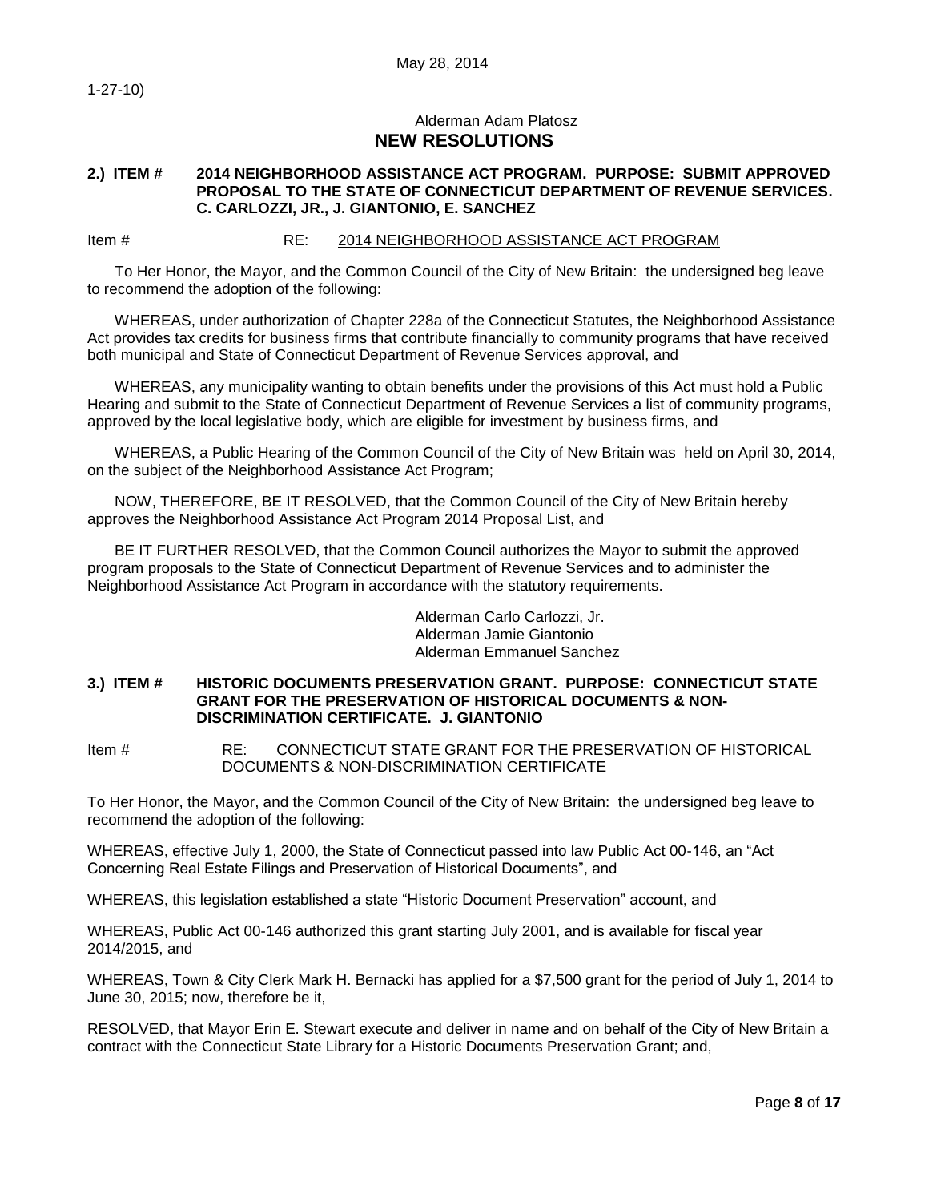1-27-10)

Alderman Adam Platosz

## NEW RESOLUTIONS

**2.) ITEM # 2014 NEIGHBORHOOD ASSISTANCE ACT PROGRAM. PURPOSE: SUBMIT APPROVED PROPOSAL TO THE STATE OF CONNECTICUT DEPARTMENT OF REVENUE SERVICES. C. CARLOZZI, JR., J. GIANTONIO, E. SANCHEZ**

Item # RE: 2014 NEIGHBORHOOD ASSISTANCE ACT PROGRAM

To Her Honor, the Mayor, and the Common Council of the City of New Britain: the undersigned beg leave to recommend the adoption of the following:

WHEREAS, under authorization of Chapter 228a of the Connecticut Statutes, the Neighborhood Assistance Act provides tax credits for business firms that contribute financially to community programs that have received both municipal and State of Connecticut Department of Revenue Services approval, and

WHEREAS, any municipality wanting to obtain benefits under the provisions of this Act must hold a Public Hearing and submit to the State of Connecticut Department of Revenue Services a list of community programs, approved by the local legislative body, which are eligible for investment by business firms, and

WHEREAS, a Public Hearing of the Common Council of the City of New Britain was held on April 30, 2014, on the subject of the Neighborhood Assistance Act Program;

NOW, THEREFORE, BE IT RESOLVED, that the Common Council of the City of New Britain hereby approves the Neighborhood Assistance Act Program 2014 Proposal List, and

BE IT FURTHER RESOLVED, that the Common Council authorizes the Mayor to submit the approved program proposals to the State of Connecticut Department of Revenue Services and to administer the Neighborhood Assistance Act Program in accordance with the statutory requirements.

Alderman Carlo Carlozzi, Jr.
Alderman Jamie Giantonio
Alderman Emmanuel Sanchez

**3.) ITEM # HISTORIC DOCUMENTS PRESERVATION GRANT. PURPOSE: CONNECTICUT STATE GRANT FOR THE PRESERVATION OF HISTORICAL DOCUMENTS & NON-DISCRIMINATION CERTIFICATE. J. GIANTONIO**

Item # RE: CONNECTICUT STATE GRANT FOR THE PRESERVATION OF HISTORICAL DOCUMENTS & NON-DISCRIMINATION CERTIFICATE

To Her Honor, the Mayor, and the Common Council of the City of New Britain: the undersigned beg leave to recommend the adoption of the following:

WHEREAS, effective July 1, 2000, the State of Connecticut passed into law Public Act 00-146, an "Act Concerning Real Estate Filings and Preservation of Historical Documents", and

WHEREAS, this legislation established a state "Historic Document Preservation" account, and

WHEREAS, Public Act 00-146 authorized this grant starting July 2001, and is available for fiscal year 2014/2015, and

WHEREAS, Town & City Clerk Mark H. Bernacki has applied for a $7,500 grant for the period of July 1, 2014 to June 30, 2015; now, therefore be it,

RESOLVED, that Mayor Erin E. Stewart execute and deliver in name and on behalf of the City of New Britain a contract with the Connecticut State Library for a Historic Documents Preservation Grant; and,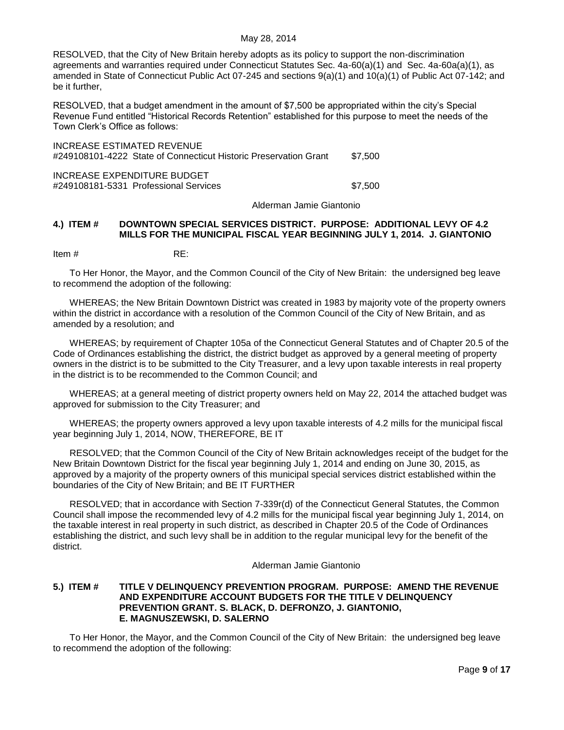RESOLVED, that the City of New Britain hereby adopts as its policy to support the non-discrimination agreements and warranties required under Connecticut Statutes Sec. 4a-60(a)(1) and Sec. 4a-60a(a)(1), as amended in State of Connecticut Public Act 07-245 and sections 9(a)(1) and 10(a)(1) of Public Act 07-142; and be it further,

RESOLVED, that a budget amendment in the amount of $7,500 be appropriated within the city's Special Revenue Fund entitled "Historical Records Retention" established for this purpose to meet the needs of the Town Clerk's Office as follows:

INCREASE ESTIMATED REVENUE
#249108101-4222 State of Connecticut Historic Preservation Grant $7,500

INCREASE EXPENDITURE BUDGET
#249108181-5331 Professional Services $7,500

Alderman Jamie Giantonio

**4.) ITEM # DOWNTOWN SPECIAL SERVICES DISTRICT. PURPOSE: ADDITIONAL LEVY OF 4.2 MILLS FOR THE MUNICIPAL FISCAL YEAR BEGINNING JULY 1, 2014. J. GIANTONIO**

Item # RE:

To Her Honor, the Mayor, and the Common Council of the City of New Britain: the undersigned beg leave to recommend the adoption of the following:

WHEREAS; the New Britain Downtown District was created in 1983 by majority vote of the property owners within the district in accordance with a resolution of the Common Council of the City of New Britain, and as amended by a resolution; and

WHEREAS; by requirement of Chapter 105a of the Connecticut General Statutes and of Chapter 20.5 of the Code of Ordinances establishing the district, the district budget as approved by a general meeting of property owners in the district is to be submitted to the City Treasurer, and a levy upon taxable interests in real property in the district is to be recommended to the Common Council; and

WHEREAS; at a general meeting of district property owners held on May 22, 2014 the attached budget was approved for submission to the City Treasurer; and

WHEREAS; the property owners approved a levy upon taxable interests of 4.2 mills for the municipal fiscal year beginning July 1, 2014, NOW, THEREFORE, BE IT

RESOLVED; that the Common Council of the City of New Britain acknowledges receipt of the budget for the New Britain Downtown District for the fiscal year beginning July 1, 2014 and ending on June 30, 2015, as approved by a majority of the property owners of this municipal special services district established within the boundaries of the City of New Britain; and BE IT FURTHER

RESOLVED; that in accordance with Section 7-339r(d) of the Connecticut General Statutes, the Common Council shall impose the recommended levy of 4.2 mills for the municipal fiscal year beginning July 1, 2014, on the taxable interest in real property in such district, as described in Chapter 20.5 of the Code of Ordinances establishing the district, and such levy shall be in addition to the regular municipal levy for the benefit of the district.

Alderman Jamie Giantonio

**5.) ITEM # TITLE V DELINQUENCY PREVENTION PROGRAM. PURPOSE: AMEND THE REVENUE AND EXPENDITURE ACCOUNT BUDGETS FOR THE TITLE V DELINQUENCY PREVENTION GRANT. S. BLACK, D. DEFRONZO, J. GIANTONIO, E. MAGNUSZEWSKI, D. SALERNO**

To Her Honor, the Mayor, and the Common Council of the City of New Britain: the undersigned beg leave to recommend the adoption of the following: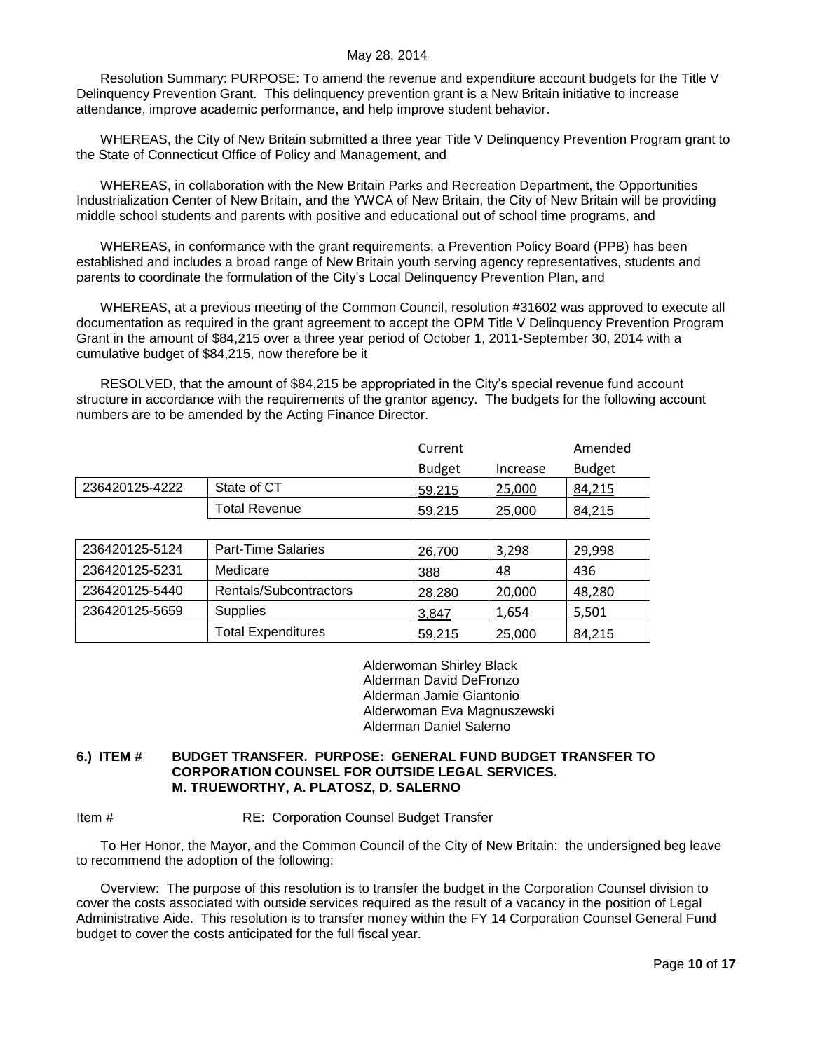Resolution Summary: PURPOSE: To amend the revenue and expenditure account budgets for the Title V Delinquency Prevention Grant. This delinquency prevention grant is a New Britain initiative to increase attendance, improve academic performance, and help improve student behavior.

WHEREAS, the City of New Britain submitted a three year Title V Delinquency Prevention Program grant to the State of Connecticut Office of Policy and Management, and

WHEREAS, in collaboration with the New Britain Parks and Recreation Department, the Opportunities Industrialization Center of New Britain, and the YWCA of New Britain, the City of New Britain will be providing middle school students and parents with positive and educational out of school time programs, and

WHEREAS, in conformance with the grant requirements, a Prevention Policy Board (PPB) has been established and includes a broad range of New Britain youth serving agency representatives, students and parents to coordinate the formulation of the City's Local Delinquency Prevention Plan, and

WHEREAS, at a previous meeting of the Common Council, resolution #31602 was approved to execute all documentation as required in the grant agreement to accept the OPM Title V Delinquency Prevention Program Grant in the amount of $84,215 over a three year period of October 1, 2011-September 30, 2014 with a cumulative budget of $84,215, now therefore be it

RESOLVED, that the amount of $84,215 be appropriated in the City's special revenue fund account structure in accordance with the requirements of the grantor agency. The budgets for the following account numbers are to be amended by the Acting Finance Director.

| | | Current Budget | Increase | Amended Budget |
|---|---|---|---|---|
| 236420125-4222 | State of CT | 59,215 | 25,000 | 84,215 |
| | Total Revenue | 59,215 | 25,000 | 84,215 |

| | | Current Budget | Increase | Amended Budget |
|---|---|---|---|---|
| 236420125-5124 | Part-Time Salaries | 26,700 | 3,298 | 29,998 |
| 236420125-5231 | Medicare | 388 | 48 | 436 |
| 236420125-5440 | Rentals/Subcontractors | 28,280 | 20,000 | 48,280 |
| 236420125-5659 | Supplies | 3,847 | 1,654 | 5,501 |
| | Total Expenditures | 59,215 | 25,000 | 84,215 |

Alderwoman Shirley Black
Alderman David DeFronzo
Alderman Jamie Giantonio
Alderwoman Eva Magnuszewski
Alderman Daniel Salerno

**6.) ITEM # BUDGET TRANSFER. PURPOSE: GENERAL FUND BUDGET TRANSFER TO CORPORATION COUNSEL FOR OUTSIDE LEGAL SERVICES. M. TRUEWORTHY, A. PLATOSZ, D. SALERNO**

Item # RE: Corporation Counsel Budget Transfer

To Her Honor, the Mayor, and the Common Council of the City of New Britain: the undersigned beg leave to recommend the adoption of the following:

Overview: The purpose of this resolution is to transfer the budget in the Corporation Counsel division to cover the costs associated with outside services required as the result of a vacancy in the position of Legal Administrative Aide. This resolution is to transfer money within the FY 14 Corporation Counsel General Fund budget to cover the costs anticipated for the full fiscal year.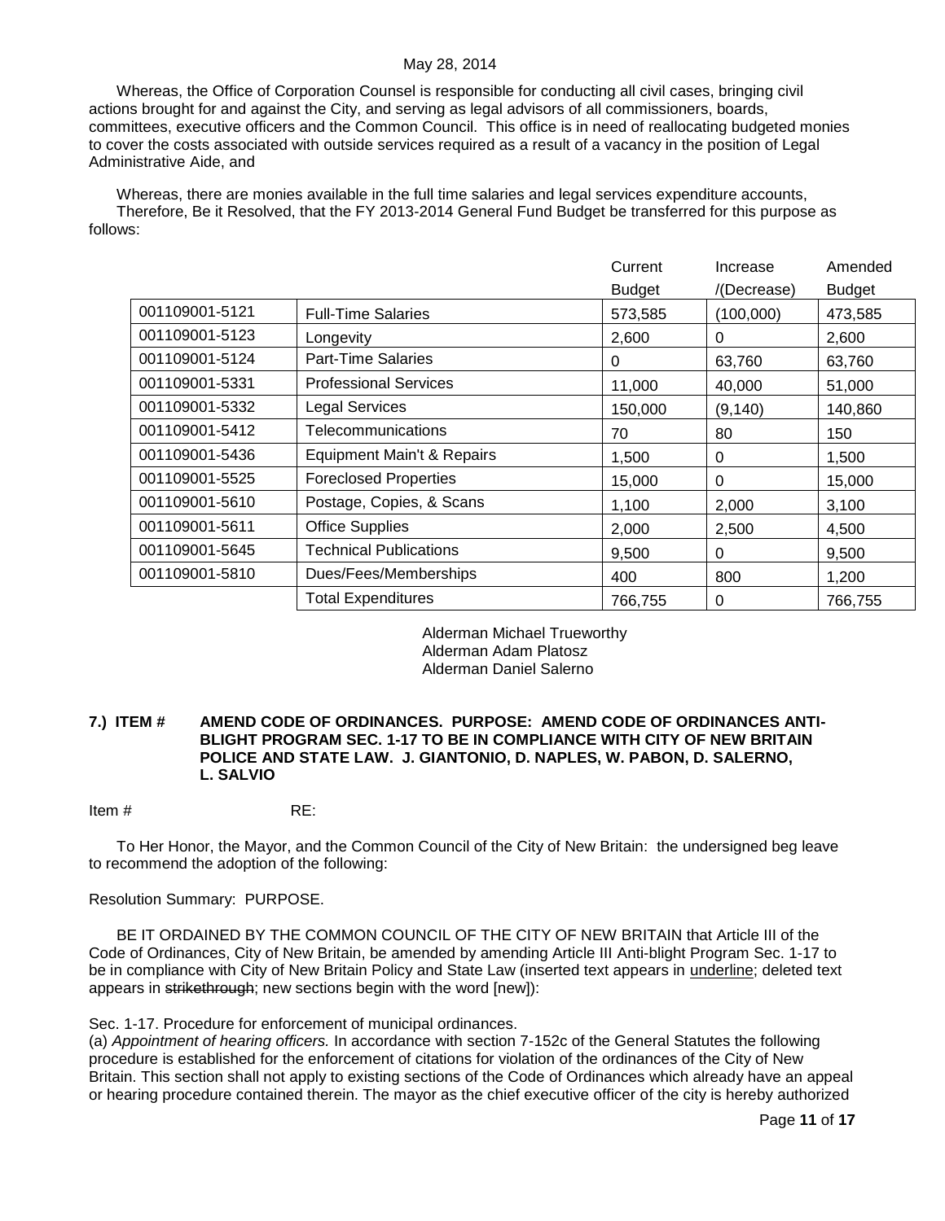Whereas, the Office of Corporation Counsel is responsible for conducting all civil cases, bringing civil actions brought for and against the City, and serving as legal advisors of all commissioners, boards, committees, executive officers and the Common Council. This office is in need of reallocating budgeted monies to cover the costs associated with outside services required as a result of a vacancy in the position of Legal Administrative Aide, and

Whereas, there are monies available in the full time salaries and legal services expenditure accounts,

Therefore, Be it Resolved, that the FY 2013-2014 General Fund Budget be transferred for this purpose as follows:

| | | Current Budget | Increase /(Decrease) | Amended Budget |
|---|---|---|---|---|
| 001109001-5121 | Full-Time Salaries | 573,585 | (100,000) | 473,585 |
| 001109001-5123 | Longevity | 2,600 | 0 | 2,600 |
| 001109001-5124 | Part-Time Salaries | 0 | 63,760 | 63,760 |
| 001109001-5331 | Professional Services | 11,000 | 40,000 | 51,000 |
| 001109001-5332 | Legal Services | 150,000 | (9,140) | 140,860 |
| 001109001-5412 | Telecommunications | 70 | 80 | 150 |
| 001109001-5436 | Equipment Main't & Repairs | 1,500 | 0 | 1,500 |
| 001109001-5525 | Foreclosed Properties | 15,000 | 0 | 15,000 |
| 001109001-5610 | Postage, Copies, & Scans | 1,100 | 2,000 | 3,100 |
| 001109001-5611 | Office Supplies | 2,000 | 2,500 | 4,500 |
| 001109001-5645 | Technical Publications | 9,500 | 0 | 9,500 |
| 001109001-5810 | Dues/Fees/Memberships | 400 | 800 | 1,200 |
| | Total Expenditures | 766,755 | 0 | 766,755 |

Alderman Michael Trueworthy
Alderman Adam Platosz
Alderman Daniel Salerno

**7.) ITEM # AMEND CODE OF ORDINANCES. PURPOSE: AMEND CODE OF ORDINANCES ANTI-BLIGHT PROGRAM SEC. 1-17 TO BE IN COMPLIANCE WITH CITY OF NEW BRITAIN POLICE AND STATE LAW. J. GIANTONIO, D. NAPLES, W. PABON, D. SALERNO, L. SALVIO**

Item # RE:

To Her Honor, the Mayor, and the Common Council of the City of New Britain: the undersigned beg leave to recommend the adoption of the following:

Resolution Summary: PURPOSE.

BE IT ORDAINED BY THE COMMON COUNCIL OF THE CITY OF NEW BRITAIN that Article III of the Code of Ordinances, City of New Britain, be amended by amending Article III Anti-blight Program Sec. 1-17 to be in compliance with City of New Britain Policy and State Law (inserted text appears in <u>underline</u>; deleted text appears in ~~strikethrough~~; new sections begin with the word [new]):

Sec. 1-17. Procedure for enforcement of municipal ordinances.

(a) *Appointment of hearing officers.* In accordance with section 7-152c of the General Statutes the following procedure is established for the enforcement of citations for violation of the ordinances of the City of New Britain. This section shall not apply to existing sections of the Code of Ordinances which already have an appeal or hearing procedure contained therein. The mayor as the chief executive officer of the city is hereby authorized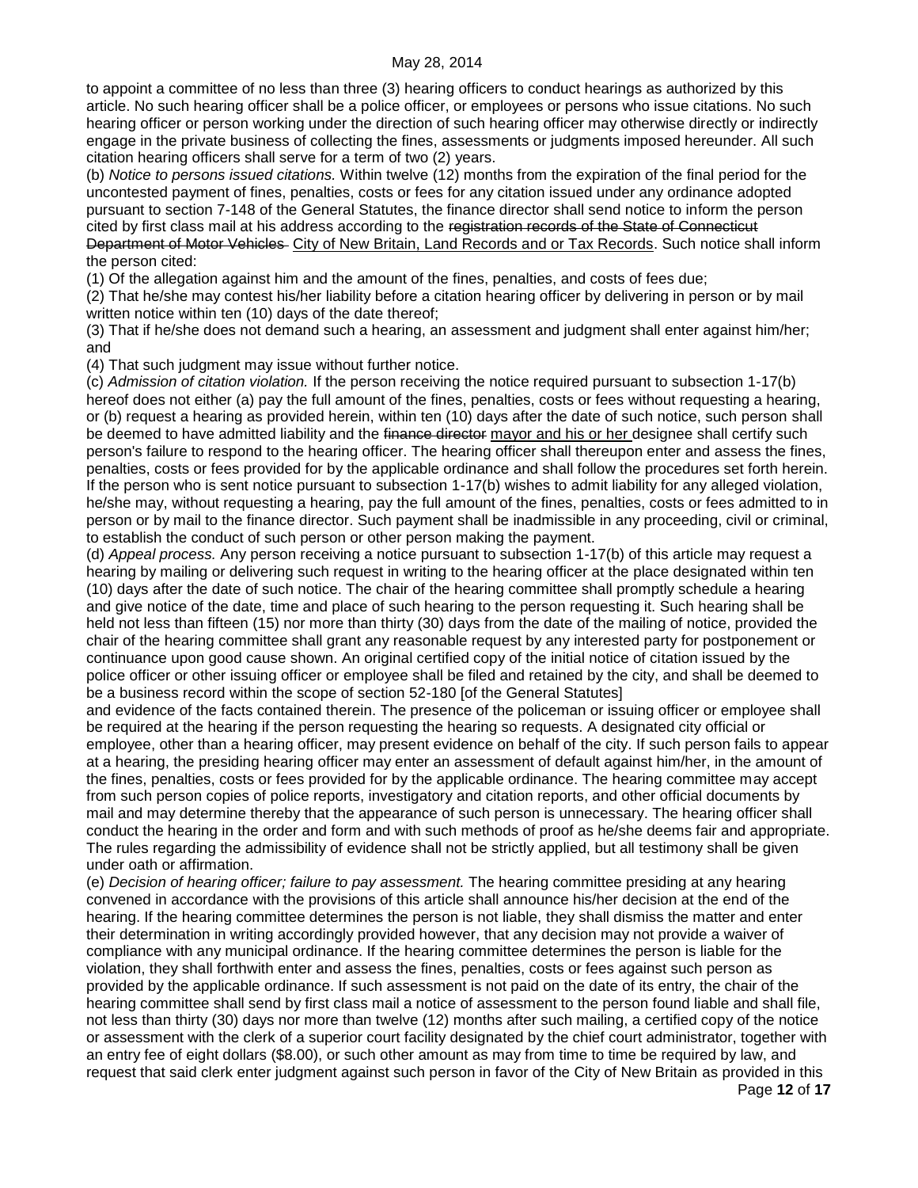to appoint a committee of no less than three (3) hearing officers to conduct hearings as authorized by this article. No such hearing officer shall be a police officer, or employees or persons who issue citations. No such hearing officer or person working under the direction of such hearing officer may otherwise directly or indirectly engage in the private business of collecting the fines, assessments or judgments imposed hereunder. All such citation hearing officers shall serve for a term of two (2) years.

(b) *Notice to persons issued citations.* Within twelve (12) months from the expiration of the final period for the uncontested payment of fines, penalties, costs or fees for any citation issued under any ordinance adopted pursuant to section 7-148 of the General Statutes, the finance director shall send notice to inform the person cited by first class mail at his address according to the ~~registration records of the State of Connecticut Department of Motor Vehicles~~ <u>City of New Britain, Land Records and or Tax Records</u>. Such notice shall inform the person cited:

(1) Of the allegation against him and the amount of the fines, penalties, and costs of fees due;

(2) That he/she may contest his/her liability before a citation hearing officer by delivering in person or by mail written notice within ten (10) days of the date thereof;

(3) That if he/she does not demand such a hearing, an assessment and judgment shall enter against him/her; and

(4) That such judgment may issue without further notice.

(c) *Admission of citation violation.* If the person receiving the notice required pursuant to subsection 1-17(b) hereof does not either (a) pay the full amount of the fines, penalties, costs or fees without requesting a hearing, or (b) request a hearing as provided herein, within ten (10) days after the date of such notice, such person shall be deemed to have admitted liability and the ~~finance director~~ <u>mayor and his or her</u> designee shall certify such person's failure to respond to the hearing officer. The hearing officer shall thereupon enter and assess the fines, penalties, costs or fees provided for by the applicable ordinance and shall follow the procedures set forth herein. If the person who is sent notice pursuant to subsection 1-17(b) wishes to admit liability for any alleged violation, he/she may, without requesting a hearing, pay the full amount of the fines, penalties, costs or fees admitted to in person or by mail to the finance director. Such payment shall be inadmissible in any proceeding, civil or criminal, to establish the conduct of such person or other person making the payment.

(d) *Appeal process.* Any person receiving a notice pursuant to subsection 1-17(b) of this article may request a hearing by mailing or delivering such request in writing to the hearing officer at the place designated within ten (10) days after the date of such notice. The chair of the hearing committee shall promptly schedule a hearing and give notice of the date, time and place of such hearing to the person requesting it. Such hearing shall be held not less than fifteen (15) nor more than thirty (30) days from the date of the mailing of notice, provided the chair of the hearing committee shall grant any reasonable request by any interested party for postponement or continuance upon good cause shown. An original certified copy of the initial notice of citation issued by the police officer or other issuing officer or employee shall be filed and retained by the city, and shall be deemed to be a business record within the scope of section 52-180 [of the General Statutes] and evidence of the facts contained therein. The presence of the policeman or issuing officer or employee shall be required at the hearing if the person requesting the hearing so requests. A designated city official or employee, other than a hearing officer, may present evidence on behalf of the city. If such person fails to appear at a hearing, the presiding hearing officer may enter an assessment of default against him/her, in the amount of the fines, penalties, costs or fees provided for by the applicable ordinance. The hearing committee may accept from such person copies of police reports, investigatory and citation reports, and other official documents by mail and may determine thereby that the appearance of such person is unnecessary. The hearing officer shall conduct the hearing in the order and form and with such methods of proof as he/she deems fair and appropriate. The rules regarding the admissibility of evidence shall not be strictly applied, but all testimony shall be given under oath or affirmation.

(e) *Decision of hearing officer; failure to pay assessment.* The hearing committee presiding at any hearing convened in accordance with the provisions of this article shall announce his/her decision at the end of the hearing. If the hearing committee determines the person is not liable, they shall dismiss the matter and enter their determination in writing accordingly provided however, that any decision may not provide a waiver of compliance with any municipal ordinance. If the hearing committee determines the person is liable for the violation, they shall forthwith enter and assess the fines, penalties, costs or fees against such person as provided by the applicable ordinance. If such assessment is not paid on the date of its entry, the chair of the hearing committee shall send by first class mail a notice of assessment to the person found liable and shall file, not less than thirty (30) days nor more than twelve (12) months after such mailing, a certified copy of the notice or assessment with the clerk of a superior court facility designated by the chief court administrator, together with an entry fee of eight dollars ($8.00), or such other amount as may from time to time be required by law, and request that said clerk enter judgment against such person in favor of the City of New Britain as provided in this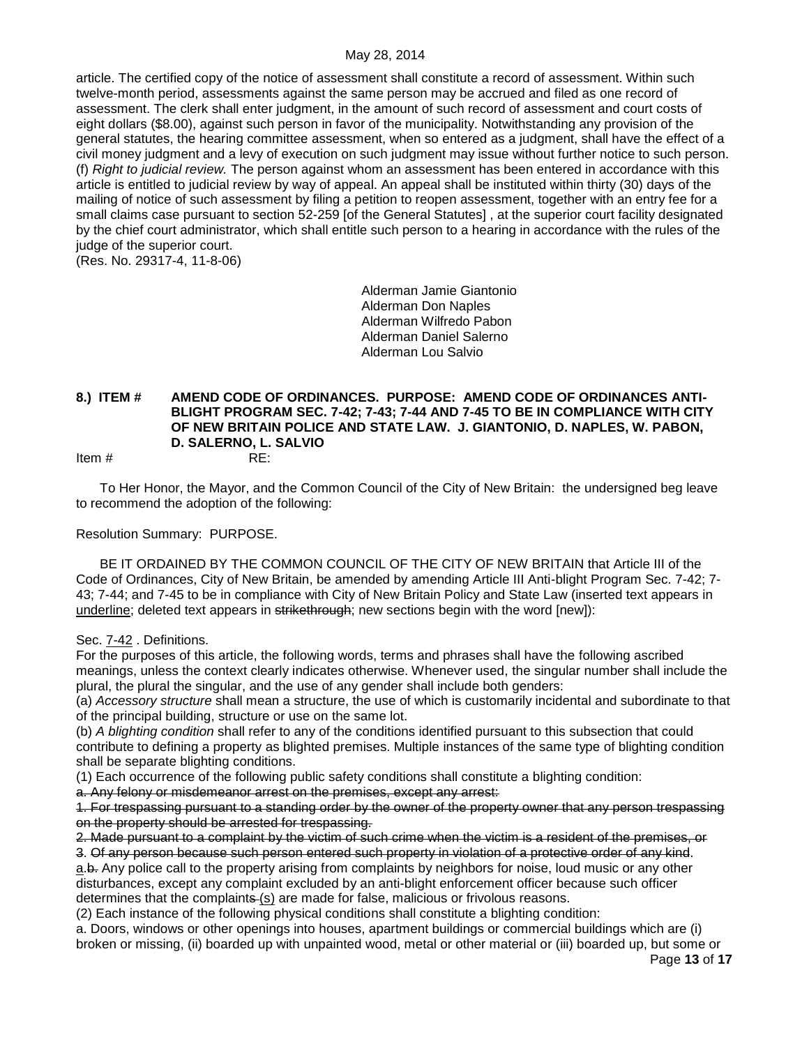article. The certified copy of the notice of assessment shall constitute a record of assessment. Within such twelve-month period, assessments against the same person may be accrued and filed as one record of assessment. The clerk shall enter judgment, in the amount of such record of assessment and court costs of eight dollars ($8.00), against such person in favor of the municipality. Notwithstanding any provision of the general statutes, the hearing committee assessment, when so entered as a judgment, shall have the effect of a civil money judgment and a levy of execution on such judgment may issue without further notice to such person.
(f) *Right to judicial review.* The person against whom an assessment has been entered in accordance with this article is entitled to judicial review by way of appeal. An appeal shall be instituted within thirty (30) days of the mailing of notice of such assessment by filing a petition to reopen assessment, together with an entry fee for a small claims case pursuant to section 52-259 [of the General Statutes] , at the superior court facility designated by the chief court administrator, which shall entitle such person to a hearing in accordance with the rules of the judge of the superior court.
(Res. No. 29317-4, 11-8-06)

Alderman Jamie Giantonio
Alderman Don Naples
Alderman Wilfredo Pabon
Alderman Daniel Salerno
Alderman Lou Salvio

**8.) ITEM # AMEND CODE OF ORDINANCES. PURPOSE: AMEND CODE OF ORDINANCES ANTI-BLIGHT PROGRAM SEC. 7-42; 7-43; 7-44 AND 7-45 TO BE IN COMPLIANCE WITH CITY OF NEW BRITAIN POLICE AND STATE LAW. J. GIANTONIO, D. NAPLES, W. PABON, D. SALERNO, L. SALVIO**

Item # RE:

To Her Honor, the Mayor, and the Common Council of the City of New Britain: the undersigned beg leave to recommend the adoption of the following:

Resolution Summary: PURPOSE.

BE IT ORDAINED BY THE COMMON COUNCIL OF THE CITY OF NEW BRITAIN that Article III of the Code of Ordinances, City of New Britain, be amended by amending Article III Anti-blight Program Sec. 7-42; 7-43; 7-44; and 7-45 to be in compliance with City of New Britain Policy and State Law (inserted text appears in <u>underline</u>; deleted text appears in ~~strikethrough~~; new sections begin with the word [new]):

Sec. <u>7-42</u> . Definitions.
For the purposes of this article, the following words, terms and phrases shall have the following ascribed meanings, unless the context clearly indicates otherwise. Whenever used, the singular number shall include the plural, the plural the singular, and the use of any gender shall include both genders:
(a) *Accessory structure* shall mean a structure, the use of which is customarily incidental and subordinate to that of the principal building, structure or use on the same lot.
(b) *A blighting condition* shall refer to any of the conditions identified pursuant to this subsection that could contribute to defining a property as blighted premises. Multiple instances of the same type of blighting condition shall be separate blighting conditions.
(1) Each occurrence of the following public safety conditions shall constitute a blighting condition:
~~a. Any felony or misdemeanor arrest on the premises, except any arrest:~~
~~1. For trespassing pursuant to a standing order by the owner of the property owner that any person trespassing on the property should be arrested for trespassing.~~
~~2. Made pursuant to a complaint by the victim of such crime when the victim is a resident of the premises, or~~
~~3. Of any person because such person entered such property in violation of a protective order of any kind.~~
<u>a</u>.~~b.~~ Any police call to the property arising from complaints by neighbors for noise, loud music or any other disturbances, except any complaint excluded by an anti-blight enforcement officer because such officer determines that the complaint~~s~~ <u>(s)</u> are made for false, malicious or frivolous reasons.
(2) Each instance of the following physical conditions shall constitute a blighting condition:
a. Doors, windows or other openings into houses, apartment buildings or commercial buildings which are (i) broken or missing, (ii) boarded up with unpainted wood, metal or other material or (iii) boarded up, but some or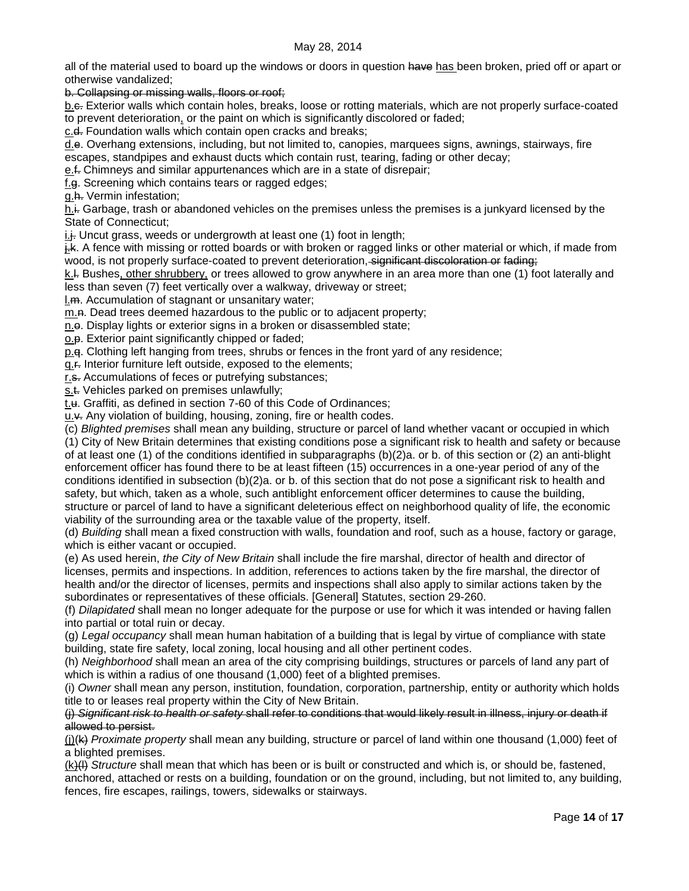all of the material used to board up the windows or doors in question ~~have~~ <u>has</u> been broken, pried off or apart or otherwise vandalized;

~~b. Collapsing or missing walls, floors or roof;~~

<u>b.</u>~~c.~~ Exterior walls which contain holes, breaks, loose or rotting materials, which are not properly surface-coated to prevent deterioration<u>,</u> or the paint on which is significantly discolored or faded;

<u>c.</u>~~d.~~ Foundation walls which contain open cracks and breaks;

<u>d.</u>~~e~~. Overhang extensions, including, but not limited to, canopies, marquees signs, awnings, stairways, fire escapes, standpipes and exhaust ducts which contain rust, tearing, fading or other decay;

<u>e.</u>~~f.~~ Chimneys and similar appurtenances which are in a state of disrepair;

<u>f.</u>~~g~~. Screening which contains tears or ragged edges;

<u>g.</u>~~h.~~ Vermin infestation;

<u>h.</u>~~i.~~ Garbage, trash or abandoned vehicles on the premises unless the premises is a junkyard licensed by the State of Connecticut;

<u>i.</u>~~j.~~ Uncut grass, weeds or undergrowth at least one (1) foot in length;

<u>j.</u>~~k~~. A fence with missing or rotted boards or with broken or ragged links or other material or which, if made from wood, is not properly surface-coated to prevent deterioration~~, significant discoloration or fading~~;

<u>k.</u>~~l.~~ Bushes<u>, other shrubbery,</u> or trees allowed to grow anywhere in an area more than one (1) foot laterally and less than seven (7) feet vertically over a walkway, driveway or street;

<u>l.</u>~~m.~~ Accumulation of stagnant or unsanitary water;

<u>m.</u>~~n~~. Dead trees deemed hazardous to the public or to adjacent property;

<u>n.</u>~~o~~. Display lights or exterior signs in a broken or disassembled state;

<u>o.</u>~~p~~. Exterior paint significantly chipped or faded;

<u>p.</u>~~q~~. Clothing left hanging from trees, shrubs or fences in the front yard of any residence;

<u>q.</u>~~r.~~ Interior furniture left outside, exposed to the elements;

<u>r.</u>~~s.~~ Accumulations of feces or putrefying substances;

<u>s.</u>~~t.~~ Vehicles parked on premises unlawfully;

<u>t.</u>~~u.~~ Graffiti, as defined in section 7-60 of this Code of Ordinances;

<u>u.</u>~~v.~~ Any violation of building, housing, zoning, fire or health codes.

(c) *Blighted premises* shall mean any building, structure or parcel of land whether vacant or occupied in which (1) City of New Britain determines that existing conditions pose a significant risk to health and safety or because of at least one (1) of the conditions identified in subparagraphs (b)(2)a. or b. of this section or (2) an anti-blight enforcement officer has found there to be at least fifteen (15) occurrences in a one-year period of any of the conditions identified in subsection (b)(2)a. or b. of this section that do not pose a significant risk to health and safety, but which, taken as a whole, such antiblight enforcement officer determines to cause the building, structure or parcel of land to have a significant deleterious effect on neighborhood quality of life, the economic viability of the surrounding area or the taxable value of the property, itself.

(d) *Building* shall mean a fixed construction with walls, foundation and roof, such as a house, factory or garage, which is either vacant or occupied.

(e) As used herein, *the City of New Britain* shall include the fire marshal, director of health and director of licenses, permits and inspections. In addition, references to actions taken by the fire marshal, the director of health and/or the director of licenses, permits and inspections shall also apply to similar actions taken by the subordinates or representatives of these officials. [General] Statutes, section 29-260.

(f) *Dilapidated* shall mean no longer adequate for the purpose or use for which it was intended or having fallen into partial or total ruin or decay.

(g) *Legal occupancy* shall mean human habitation of a building that is legal by virtue of compliance with state building, state fire safety, local zoning, local housing and all other pertinent codes.

(h) *Neighborhood* shall mean an area of the city comprising buildings, structures or parcels of land any part of which is within a radius of one thousand (1,000) feet of a blighted premises.

(i) *Owner* shall mean any person, institution, foundation, corporation, partnership, entity or authority which holds title to or leases real property within the City of New Britain.

~~(j) *Significant risk to health or safety* shall refer to conditions that would likely result in illness, injury or death if allowed to persist.~~

<u>(j)</u>~~(k)~~ *Proximate property* shall mean any building, structure or parcel of land within one thousand (1,000) feet of a blighted premises.

<u>(k)</u>~~(l)~~ *Structure* shall mean that which has been or is built or constructed and which is, or should be, fastened, anchored, attached or rests on a building, foundation or on the ground, including, but not limited to, any building, fences, fire escapes, railings, towers, sidewalks or stairways.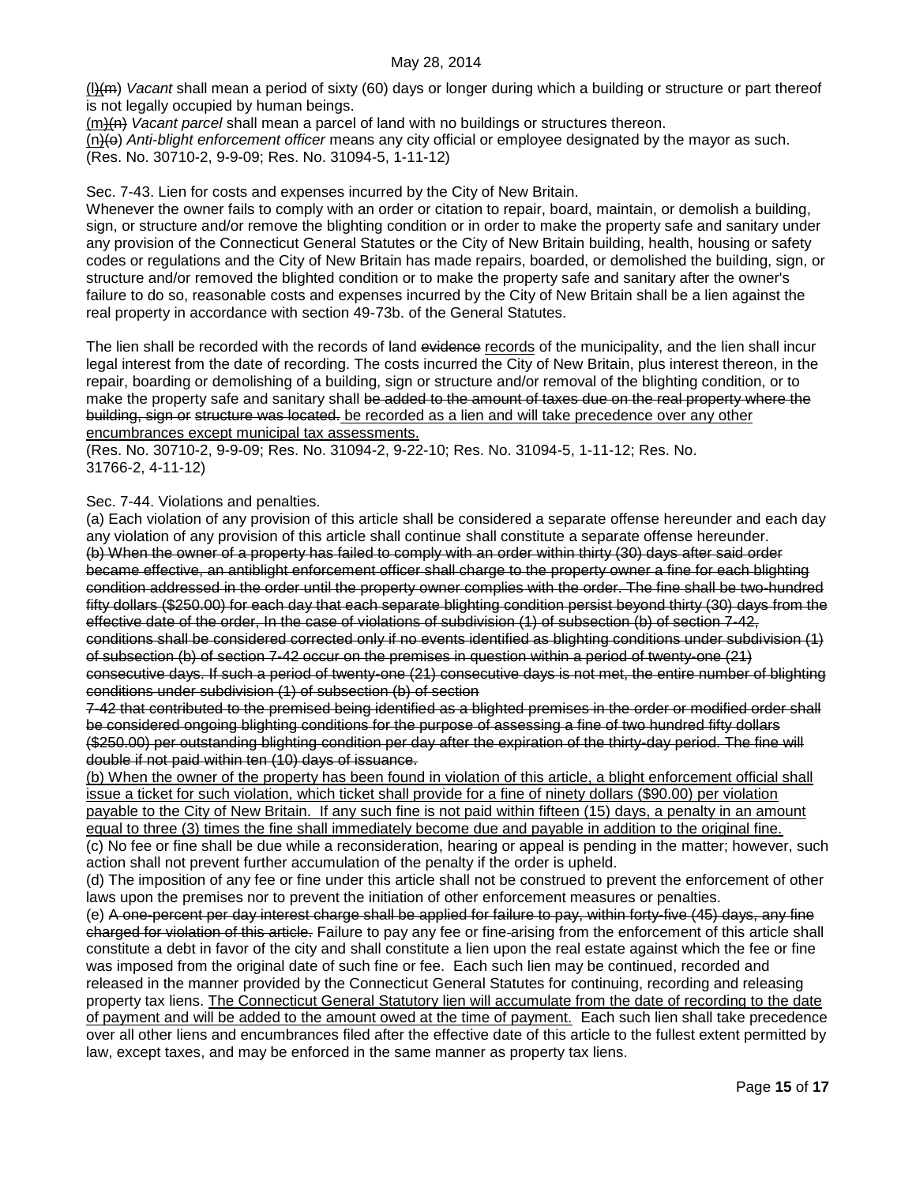~~(l)~~(m) *Vacant* shall mean a period of sixty (60) days or longer during which a building or structure or part thereof is not legally occupied by human beings.

~~(m)~~(n) *Vacant parcel* shall mean a parcel of land with no buildings or structures thereon.

~~(n)~~(o) *Anti-blight enforcement officer* means any city official or employee designated by the mayor as such.
(Res. No. 30710-2, 9-9-09; Res. No. 31094-5, 1-11-12)

Sec. 7-43. Lien for costs and expenses incurred by the City of New Britain.

Whenever the owner fails to comply with an order or citation to repair, board, maintain, or demolish a building, sign, or structure and/or remove the blighting condition or in order to make the property safe and sanitary under any provision of the Connecticut General Statutes or the City of New Britain building, health, housing or safety codes or regulations and the City of New Britain has made repairs, boarded, or demolished the building, sign, or structure and/or removed the blighted condition or to make the property safe and sanitary after the owner's failure to do so, reasonable costs and expenses incurred by the City of New Britain shall be a lien against the real property in accordance with section 49-73b. of the General Statutes.

The lien shall be recorded with the records of land ~~evidence~~ <u>records</u> of the municipality, and the lien shall incur legal interest from the date of recording. The costs incurred the City of New Britain, plus interest thereon, in the repair, boarding or demolishing of a building, sign or structure and/or removal of the blighting condition, or to make the property safe and sanitary shall ~~be added to the amount of taxes due on the real property where the building, sign or structure was located.~~ <u>be recorded as a lien and will take precedence over any other encumbrances except municipal tax assessments.</u>
(Res. No. 30710-2, 9-9-09; Res. No. 31094-2, 9-22-10; Res. No. 31094-5, 1-11-12; Res. No. 31766-2, 4-11-12)

Sec. 7-44. Violations and penalties.

(a) Each violation of any provision of this article shall be considered a separate offense hereunder and each day any violation of any provision of this article shall continue shall constitute a separate offense hereunder.

~~(b) When the owner of a property has failed to comply with an order within thirty (30) days after said order became effective, an antiblight enforcement officer shall charge to the property owner a fine for each blighting condition addressed in the order until the property owner complies with the order. The fine shall be two-hundred fifty dollars ($250.00) for each day that each separate blighting condition persist beyond thirty (30) days from the effective date of the order, In the case of violations of subdivision (1) of subsection (b) of section 7-42, conditions shall be considered corrected only if no events identified as blighting conditions under subdivision (1) of subsection (b) of section 7-42 occur on the premises in question within a period of twenty-one (21) consecutive days. If such a period of twenty-one (21) consecutive days is not met, the entire number of blighting conditions under subdivision (1) of subsection (b) of section 7-42 that contributed to the premised being identified as a blighted premises in the order or modified order shall be considered ongoing blighting conditions for the purpose of assessing a fine of two hundred fifty dollars ($250.00) per outstanding blighting condition per day after the expiration of the thirty-day period. The fine will double if not paid within ten (10) days of issuance.~~

<u>(b) When the owner of the property has been found in violation of this article, a blight enforcement official shall issue a ticket for such violation, which ticket shall provide for a fine of ninety dollars ($90.00) per violation payable to the City of New Britain. If any such fine is not paid within fifteen (15) days, a penalty in an amount equal to three (3) times the fine shall immediately become due and payable in addition to the original fine.</u>

(c) No fee or fine shall be due while a reconsideration, hearing or appeal is pending in the matter; however, such action shall not prevent further accumulation of the penalty if the order is upheld.

(d) The imposition of any fee or fine under this article shall not be construed to prevent the enforcement of other laws upon the premises nor to prevent the initiation of other enforcement measures or penalties.

(e) ~~A one-percent per day interest charge shall be applied for failure to pay, within forty-five (45) days, any fine charged for violation of this article.~~ Failure to pay any fee or fine arising from the enforcement of this article shall constitute a debt in favor of the city and shall constitute a lien upon the real estate against which the fee or fine was imposed from the original date of such fine or fee. Each such lien may be continued, recorded and released in the manner provided by the Connecticut General Statutes for continuing, recording and releasing property tax liens. <u>The Connecticut General Statutory lien will accumulate from the date of recording to the date of payment and will be added to the amount owed at the time of payment.</u> Each such lien shall take precedence over all other liens and encumbrances filed after the effective date of this article to the fullest extent permitted by law, except taxes, and may be enforced in the same manner as property tax liens.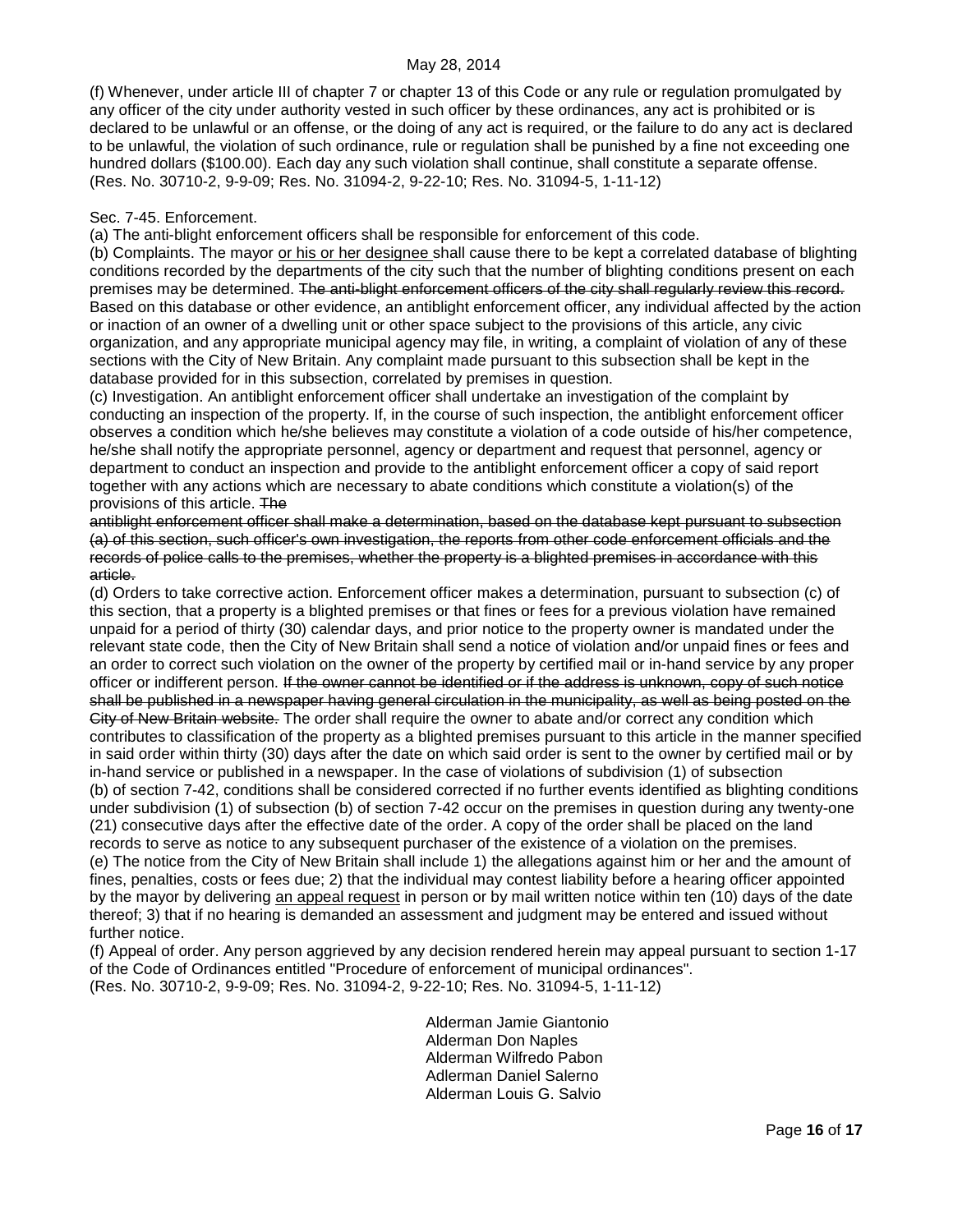(f) Whenever, under article III of chapter 7 or chapter 13 of this Code or any rule or regulation promulgated by any officer of the city under authority vested in such officer by these ordinances, any act is prohibited or is declared to be unlawful or an offense, or the doing of any act is required, or the failure to do any act is declared to be unlawful, the violation of such ordinance, rule or regulation shall be punished by a fine not exceeding one hundred dollars ($100.00). Each day any such violation shall continue, shall constitute a separate offense.
(Res. No. 30710-2, 9-9-09; Res. No. 31094-2, 9-22-10; Res. No. 31094-5, 1-11-12)

Sec. 7-45. Enforcement.

(a) The anti-blight enforcement officers shall be responsible for enforcement of this code.

(b) Complaints. The mayor <u>or his or her designee</u> shall cause there to be kept a correlated database of blighting conditions recorded by the departments of the city such that the number of blighting conditions present on each premises may be determined. ~~The anti-blight enforcement officers of the city shall regularly review this record.~~ Based on this database or other evidence, an antiblight enforcement officer, any individual affected by the action or inaction of an owner of a dwelling unit or other space subject to the provisions of this article, any civic organization, and any appropriate municipal agency may file, in writing, a complaint of violation of any of these sections with the City of New Britain. Any complaint made pursuant to this subsection shall be kept in the database provided for in this subsection, correlated by premises in question.

(c) Investigation. An antiblight enforcement officer shall undertake an investigation of the complaint by conducting an inspection of the property. If, in the course of such inspection, the antiblight enforcement officer observes a condition which he/she believes may constitute a violation of a code outside of his/her competence, he/she shall notify the appropriate personnel, agency or department and request that personnel, agency or department to conduct an inspection and provide to the antiblight enforcement officer a copy of said report together with any actions which are necessary to abate conditions which constitute a violation(s) of the provisions of this article. ~~The antiblight enforcement officer shall make a determination, based on the database kept pursuant to subsection (a) of this section, such officer's own investigation, the reports from other code enforcement officials and the records of police calls to the premises, whether the property is a blighted premises in accordance with this article.~~

(d) Orders to take corrective action. Enforcement officer makes a determination, pursuant to subsection (c) of this section, that a property is a blighted premises or that fines or fees for a previous violation have remained unpaid for a period of thirty (30) calendar days, and prior notice to the property owner is mandated under the relevant state code, then the City of New Britain shall send a notice of violation and/or unpaid fines or fees and an order to correct such violation on the owner of the property by certified mail or in-hand service by any proper officer or indifferent person. ~~If the owner cannot be identified or if the address is unknown, copy of such notice shall be published in a newspaper having general circulation in the municipality, as well as being posted on the City of New Britain website.~~ The order shall require the owner to abate and/or correct any condition which contributes to classification of the property as a blighted premises pursuant to this article in the manner specified in said order within thirty (30) days after the date on which said order is sent to the owner by certified mail or by in-hand service or published in a newspaper. In the case of violations of subdivision (1) of subsection (b) of section 7-42, conditions shall be considered corrected if no further events identified as blighting conditions under subdivision (1) of subsection (b) of section 7-42 occur on the premises in question during any twenty-one (21) consecutive days after the effective date of the order. A copy of the order shall be placed on the land records to serve as notice to any subsequent purchaser of the existence of a violation on the premises.

(e) The notice from the City of New Britain shall include 1) the allegations against him or her and the amount of fines, penalties, costs or fees due; 2) that the individual may contest liability before a hearing officer appointed by the mayor by delivering <u>an appeal request</u> in person or by mail written notice within ten (10) days of the date thereof; 3) that if no hearing is demanded an assessment and judgment may be entered and issued without further notice.

(f) Appeal of order. Any person aggrieved by any decision rendered herein may appeal pursuant to section 1-17 of the Code of Ordinances entitled "Procedure of enforcement of municipal ordinances".
(Res. No. 30710-2, 9-9-09; Res. No. 31094-2, 9-22-10; Res. No. 31094-5, 1-11-12)

Alderman Jamie Giantonio
Alderman Don Naples
Alderman Wilfredo Pabon
Adlerman Daniel Salerno
Alderman Louis G. Salvio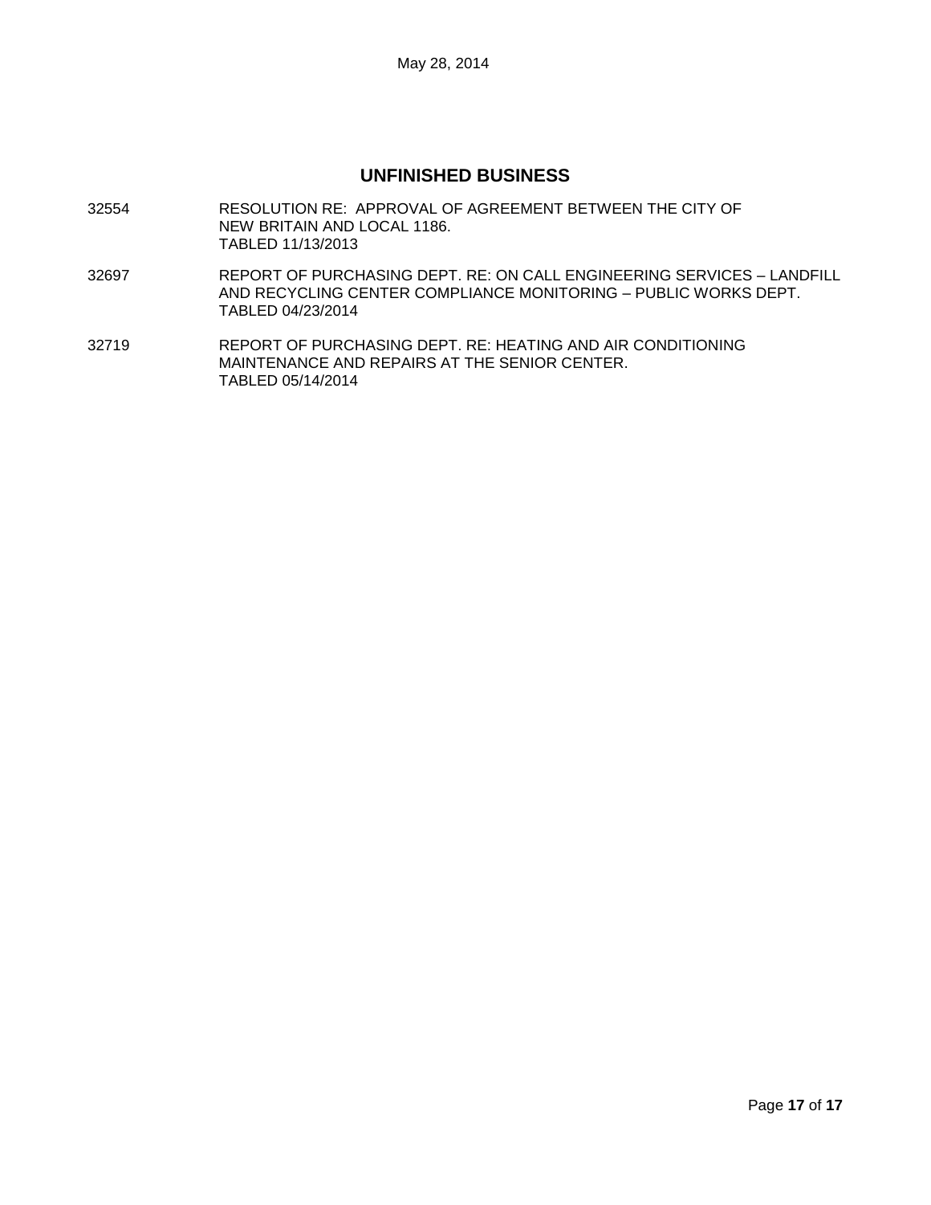## UNFINISHED BUSINESS

32554 RESOLUTION RE: APPROVAL OF AGREEMENT BETWEEN THE CITY OF NEW BRITAIN AND LOCAL 1186.
TABLED 11/13/2013

32697 REPORT OF PURCHASING DEPT. RE: ON CALL ENGINEERING SERVICES – LANDFILL AND RECYCLING CENTER COMPLIANCE MONITORING – PUBLIC WORKS DEPT.
TABLED 04/23/2014

32719 REPORT OF PURCHASING DEPT. RE: HEATING AND AIR CONDITIONING MAINTENANCE AND REPAIRS AT THE SENIOR CENTER.
TABLED 05/14/2014